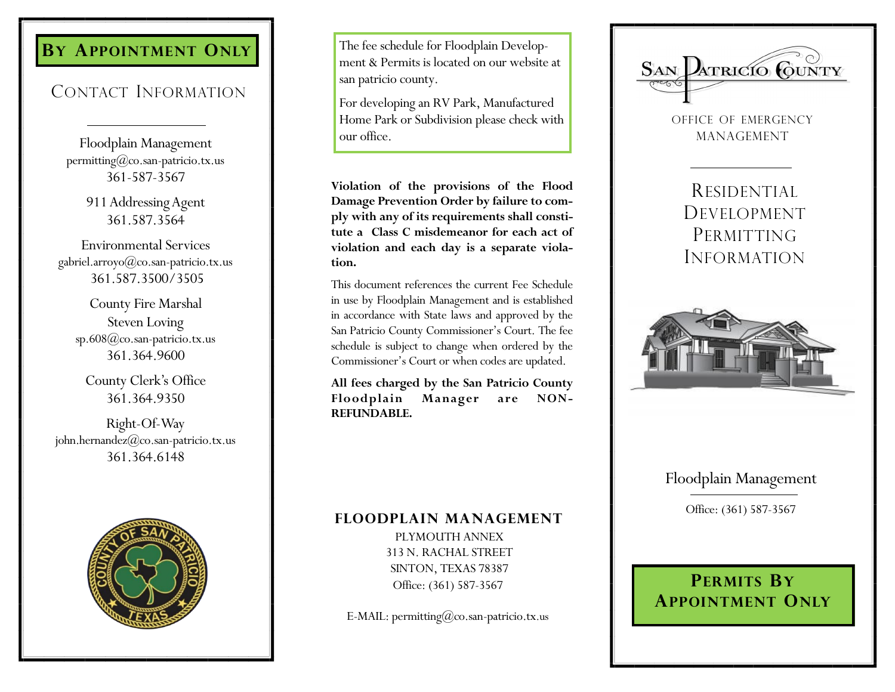**By Appointment Only**

## Contact Information

Floodplain Management
permitting@co.san-patricio.tx.us
361-587-3567

911 Addressing Agent
361.587.3564

Environmental Services
gabriel.arroyo@co.san-patricio.tx.us
361.587.3500/3505

County Fire Marshal
Steven Loving
sp.608@co.san-patricio.tx.us
361.364.9600

County Clerk's Office
361.364.9350

Right-Of-Way
john.hernandez@co.san-patricio.tx.us
361.364.6148

The fee schedule for Floodplain Development & Permits is located on our website at san patricio county.

For developing an RV Park, Manufactured Home Park or Subdivision please check with our office.

**Violation of the provisions of the Flood Damage Prevention Order by failure to comply with any of its requirements shall constitute a Class C misdemeanor for each act of violation and each day is a separate violation.**

This document references the current Fee Schedule in use by Floodplain Management and is established in accordance with State laws and approved by the San Patricio County Commissioner's Court. The fee schedule is subject to change when ordered by the Commissioner's Court or when codes are updated.

**All fees charged by the San Patricio County Floodplain Manager are NON-REFUNDABLE.**

**FLOODPLAIN MANAGEMENT**
PLYMOUTH ANNEX
313 N. RACHAL STREET
SINTON, TEXAS 78387
Office: (361) 587-3567

E-MAIL: permitting@co.san-patricio.tx.us

San Patricio County

OFFICE OF EMERGENCY MANAGEMENT

# Residential Development Permitting Information

Floodplain Management

Office: (361) 587-3567

**Permits By Appointment Only**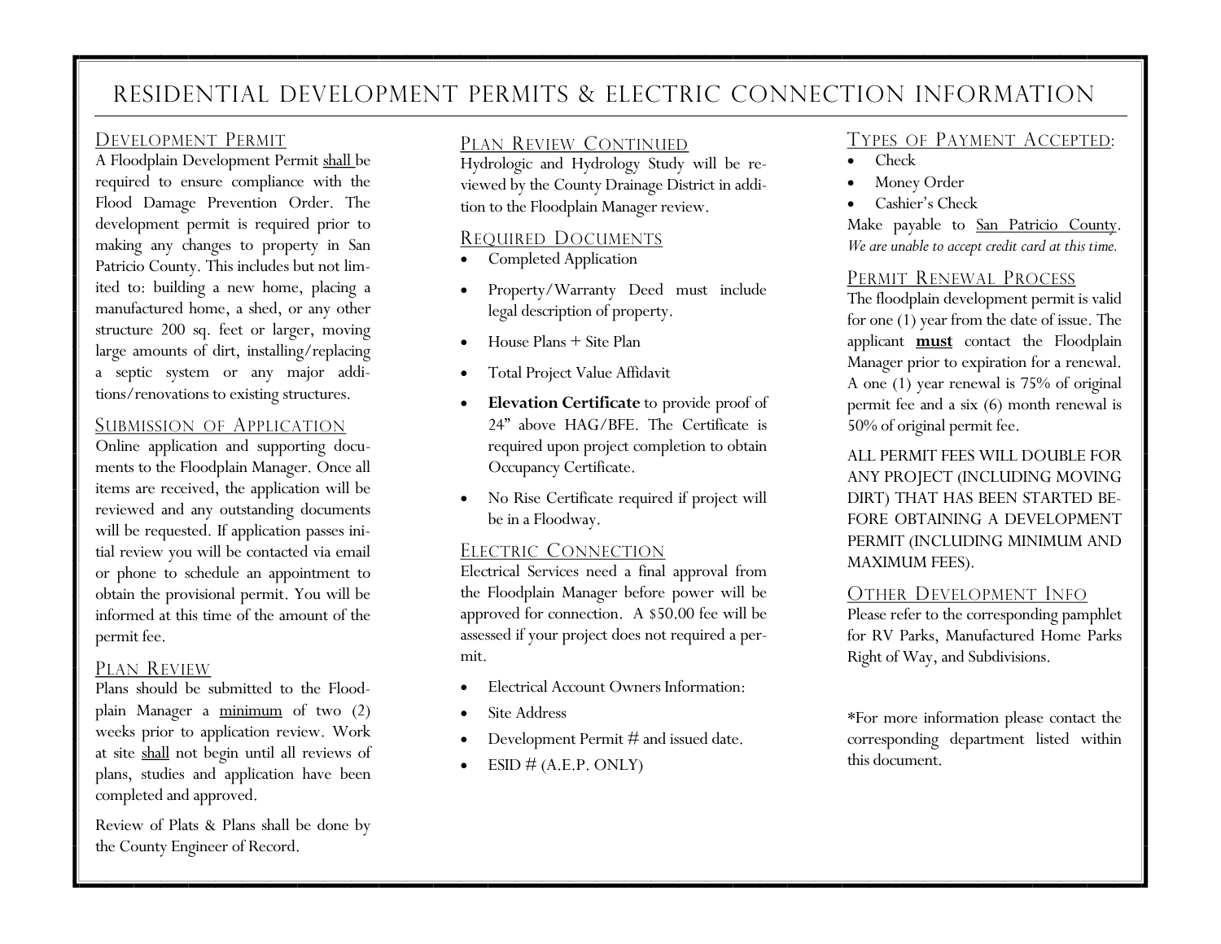# RESIDENTIAL DEVELOPMENT PERMITS & ELECTRIC CONNECTION INFORMATION

## Development Permit

A Floodplain Development Permit shall be required to ensure compliance with the Flood Damage Prevention Order. The development permit is required prior to making any changes to property in San Patricio County. This includes but not limited to: building a new home, placing a manufactured home, a shed, or any other structure 200 sq. feet or larger, moving large amounts of dirt, installing/replacing a septic system or any major additions/renovations to existing structures.

## Submission of Application

Online application and supporting documents to the Floodplain Manager. Once all items are received, the application will be reviewed and any outstanding documents will be requested. If application passes initial review you will be contacted via email or phone to schedule an appointment to obtain the provisional permit. You will be informed at this time of the amount of the permit fee.

## Plan Review

Plans should be submitted to the Floodplain Manager a minimum of two (2) weeks prior to application review. Work at site shall not begin until all reviews of plans, studies and application have been completed and approved.

Review of Plats & Plans shall be done by the County Engineer of Record.

## Plan Review Continued

Hydrologic and Hydrology Study will be reviewed by the County Drainage District in addition to the Floodplain Manager review.

## Required Documents

- Completed Application
- Property/Warranty Deed must include legal description of property.
- House Plans + Site Plan
- Total Project Value Affidavit
- **Elevation Certificate** to provide proof of 24" above HAG/BFE. The Certificate is required upon project completion to obtain Occupancy Certificate.
- No Rise Certificate required if project will be in a Floodway.

## Electric Connection

Electrical Services need a final approval from the Floodplain Manager before power will be approved for connection. A $50.00 fee will be assessed if your project does not required a permit.

- Electrical Account Owners Information:
- Site Address
- Development Permit # and issued date.
- ESID # (A.E.P. ONLY)

## Types of Payment Accepted:

- Check
- Money Order
- Cashier's Check

Make payable to San Patricio County. *We are unable to accept credit card at this time.*

## Permit Renewal Process

The floodplain development permit is valid for one (1) year from the date of issue. The applicant **must** contact the Floodplain Manager prior to expiration for a renewal. A one (1) year renewal is 75% of original permit fee and a six (6) month renewal is 50% of original permit fee.

ALL PERMIT FEES WILL DOUBLE FOR ANY PROJECT (INCLUDING MOVING DIRT) THAT HAS BEEN STARTED BEFORE OBTAINING A DEVELOPMENT PERMIT (INCLUDING MINIMUM AND MAXIMUM FEES).

## Other Development Info

Please refer to the corresponding pamphlet for RV Parks, Manufactured Home Parks Right of Way, and Subdivisions.

*For more information please contact the corresponding department listed within this document.